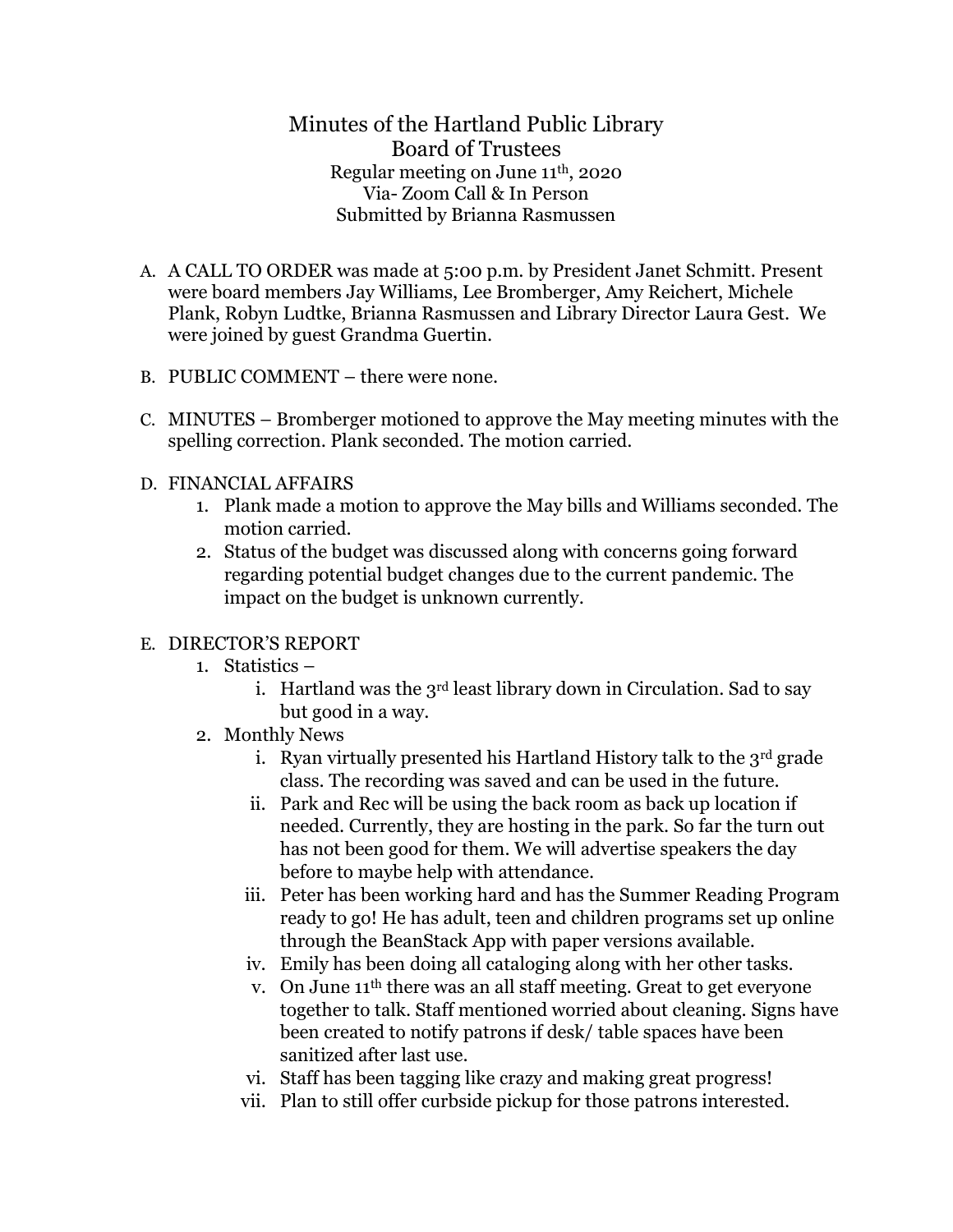# Minutes of the Hartland Public Library Board of Trustees

Regular meeting on June 11th, 2020
Via- Zoom Call & In Person
Submitted by Brianna Rasmussen

A. A CALL TO ORDER was made at 5:00 p.m. by President Janet Schmitt. Present were board members Jay Williams, Lee Bromberger, Amy Reichert, Michele Plank, Robyn Ludtke, Brianna Rasmussen and Library Director Laura Gest. We were joined by guest Grandma Guertin.

B. PUBLIC COMMENT – there were none.

C. MINUTES – Bromberger motioned to approve the May meeting minutes with the spelling correction. Plank seconded. The motion carried.

D. FINANCIAL AFFAIRS
   1. Plank made a motion to approve the May bills and Williams seconded. The motion carried.
   2. Status of the budget was discussed along with concerns going forward regarding potential budget changes due to the current pandemic. The impact on the budget is unknown currently.

E. DIRECTOR'S REPORT
   1. Statistics –
      i. Hartland was the 3rd least library down in Circulation. Sad to say but good in a way.
   2. Monthly News
      i. Ryan virtually presented his Hartland History talk to the 3rd grade class. The recording was saved and can be used in the future.
      ii. Park and Rec will be using the back room as back up location if needed. Currently, they are hosting in the park. So far the turn out has not been good for them. We will advertise speakers the day before to maybe help with attendance.
      iii. Peter has been working hard and has the Summer Reading Program ready to go! He has adult, teen and children programs set up online through the BeanStack App with paper versions available.
      iv. Emily has been doing all cataloging along with her other tasks.
      v. On June 11th there was an all staff meeting. Great to get everyone together to talk. Staff mentioned worried about cleaning. Signs have been created to notify patrons if desk/ table spaces have been sanitized after last use.
      vi. Staff has been tagging like crazy and making great progress!
      vii. Plan to still offer curbside pickup for those patrons interested.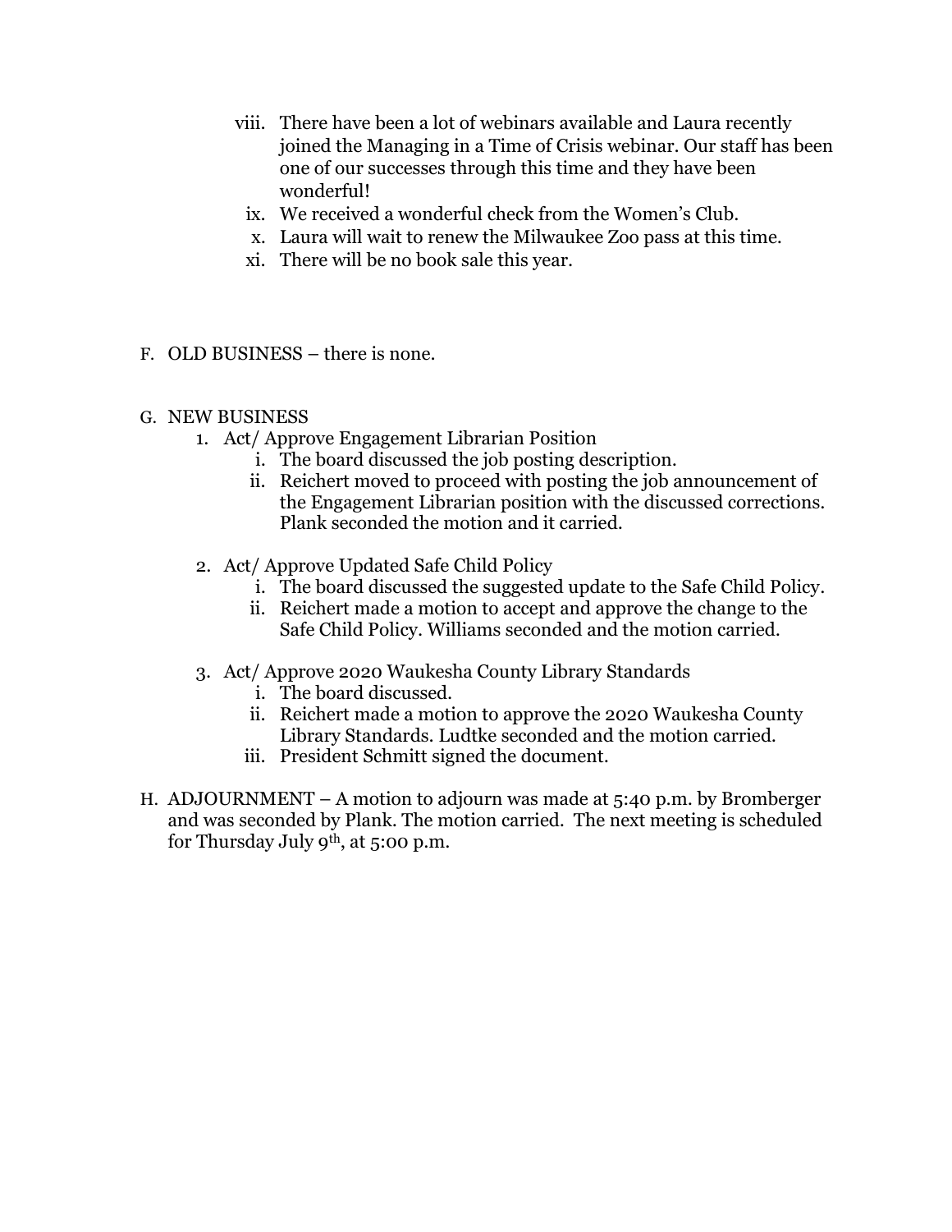viii. There have been a lot of webinars available and Laura recently joined the Managing in a Time of Crisis webinar. Our staff has been one of our successes through this time and they have been wonderful!

ix. We received a wonderful check from the Women's Club.

x. Laura will wait to renew the Milwaukee Zoo pass at this time.

xi. There will be no book sale this year.

F. OLD BUSINESS – there is none.

G. NEW BUSINESS

1. Act/ Approve Engagement Librarian Position
   - i. The board discussed the job posting description.
   - ii. Reichert moved to proceed with posting the job announcement of the Engagement Librarian position with the discussed corrections. Plank seconded the motion and it carried.

2. Act/ Approve Updated Safe Child Policy
   - i. The board discussed the suggested update to the Safe Child Policy.
   - ii. Reichert made a motion to accept and approve the change to the Safe Child Policy. Williams seconded and the motion carried.

3. Act/ Approve 2020 Waukesha County Library Standards
   - i. The board discussed.
   - ii. Reichert made a motion to approve the 2020 Waukesha County Library Standards. Ludtke seconded and the motion carried.
   - iii. President Schmitt signed the document.

H. ADJOURNMENT – A motion to adjourn was made at 5:40 p.m. by Bromberger and was seconded by Plank. The motion carried. The next meeting is scheduled for Thursday July 9th, at 5:00 p.m.